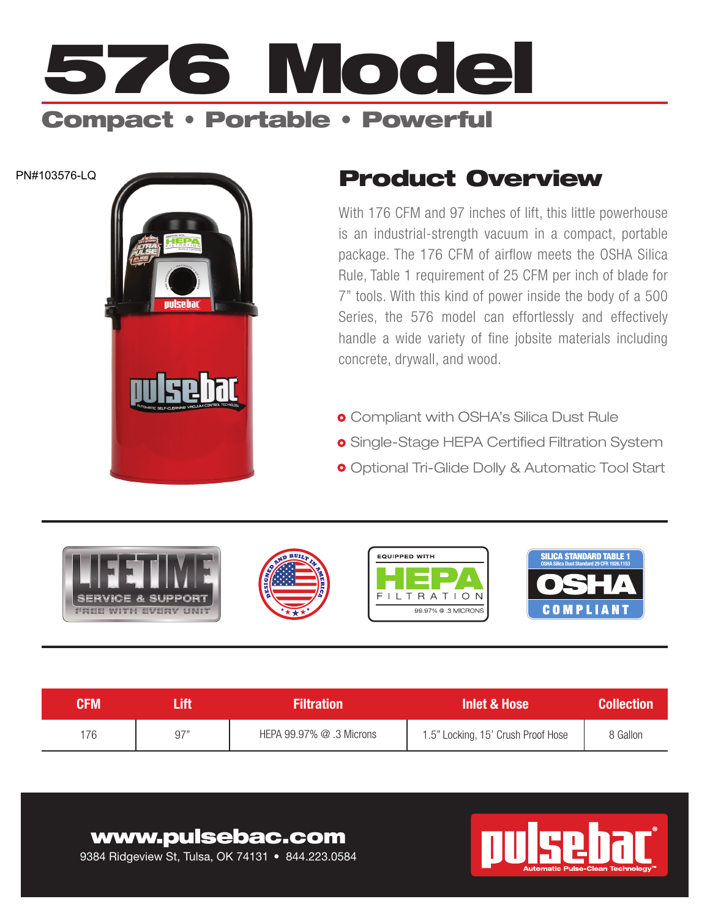# 576 Model

## Compact • Portable • Powerful

PN#103576-LQ

## Product Overview

With 176 CFM and 97 inches of lift, this little powerhouse is an industrial-strength vacuum in a compact, portable package. The 176 CFM of airflow meets the OSHA Silica Rule, Table 1 requirement of 25 CFM per inch of blade for 7" tools. With this kind of power inside the body of a 500 Series, the 576 model can effortlessly and effectively handle a wide variety of fine jobsite materials including concrete, drywall, and wood.

- Compliant with OSHA's Silica Dust Rule
- Single-Stage HEPA Certified Filtration System
- Optional Tri-Glide Dolly & Automatic Tool Start

LIFETIME SERVICE & SUPPORT FREE WITH EVERY UNIT

DESIGNED AND BUILT IN AMERICA

EQUIPPED WITH HEPA FILTRATION 99.97% @ .3 MICRONS

SILICA STANDARD TABLE 1 OSHA Silica Dust Standard 29 CFR 1926.1153 OSHA COMPLIANT

| CFM | Lift | Filtration | Inlet & Hose | Collection |
|---|---|---|---|---|
| 176 | 97" | HEPA 99.97% @ .3 Microns | 1.5" Locking, 15' Crush Proof Hose | 8 Gallon |

**www.pulsebac.com**
9384 Ridgeview St, Tulsa, OK 74131 • 844.223.0584

pulsebac® Automatic Pulse-Clean Technology™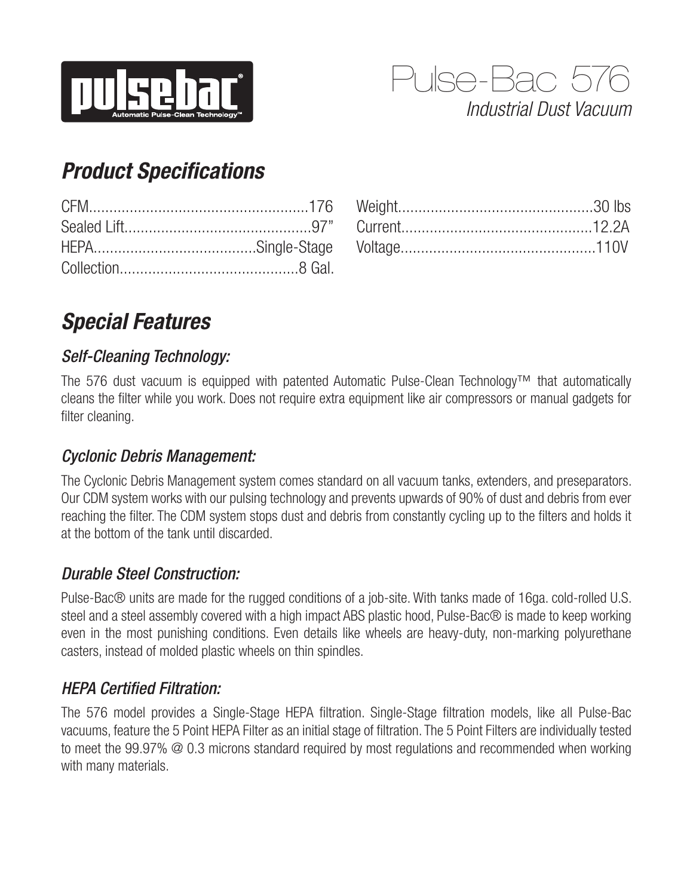pulse-bac
Automatic Pulse-Clean Technology™

# Pulse-Bac 576

*Industrial Dust Vacuum*

## *Product Specifications*

| | | | |
|---|---|---|---|
| CFM | 176 | Weight | 30 lbs |
| Sealed Lift | 97” | Current | 12.2A |
| HEPA | Single-Stage | Voltage | 110V |
| Collection | 8 Gal. | | |

## *Special Features*

### *Self-Cleaning Technology:*

The 576 dust vacuum is equipped with patented Automatic Pulse-Clean Technology™ that automatically cleans the filter while you work. Does not require extra equipment like air compressors or manual gadgets for filter cleaning.

### *Cyclonic Debris Management:*

The Cyclonic Debris Management system comes standard on all vacuum tanks, extenders, and preseparators. Our CDM system works with our pulsing technology and prevents upwards of 90% of dust and debris from ever reaching the filter. The CDM system stops dust and debris from constantly cycling up to the filters and holds it at the bottom of the tank until discarded.

### *Durable Steel Construction:*

Pulse-Bac® units are made for the rugged conditions of a job-site. With tanks made of 16ga. cold-rolled U.S. steel and a steel assembly covered with a high impact ABS plastic hood, Pulse-Bac® is made to keep working even in the most punishing conditions. Even details like wheels are heavy-duty, non-marking polyurethane casters, instead of molded plastic wheels on thin spindles.

### *HEPA Certified Filtration:*

The 576 model provides a Single-Stage HEPA filtration. Single-Stage filtration models, like all Pulse-Bac vacuums, feature the 5 Point HEPA Filter as an initial stage of filtration. The 5 Point Filters are individually tested to meet the 99.97% @ 0.3 microns standard required by most regulations and recommended when working with many materials.